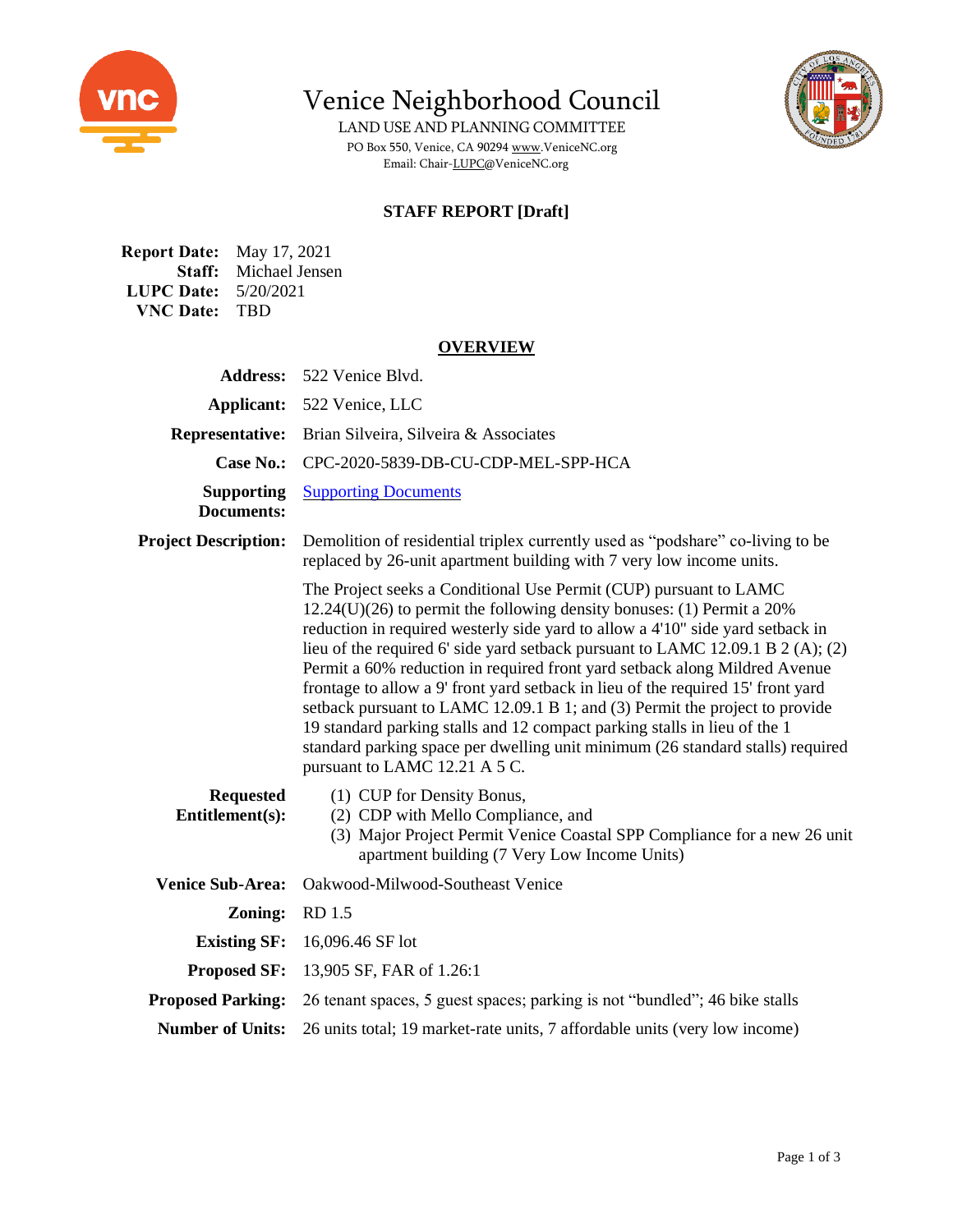# Venice Neighborhood Council

LAND USE AND PLANNING COMMITTEE

PO Box 550, Venice, CA 90294 www.VeniceNC.org

Email: Chair-LUPC@VeniceNC.org

## STAFF REPORT [Draft]

**Report Date:** May 17, 2021
**Staff:** Michael Jensen
**LUPC Date:** 5/20/2021
**VNC Date:** TBD

## OVERVIEW

**Address:** 522 Venice Blvd.

**Applicant:** 522 Venice, LLC

**Representative:** Brian Silveira, Silveira & Associates

**Case No.:** CPC-2020-5839-DB-CU-CDP-MEL-SPP-HCA

**Supporting Documents:** Supporting Documents

**Project Description:** Demolition of residential triplex currently used as "podshare" co-living to be replaced by 26-unit apartment building with 7 very low income units.

The Project seeks a Conditional Use Permit (CUP) pursuant to LAMC 12.24(U)(26) to permit the following density bonuses: (1) Permit a 20% reduction in required westerly side yard to allow a 4'10" side yard setback in lieu of the required 6' side yard setback pursuant to LAMC 12.09.1 B 2 (A); (2) Permit a 60% reduction in required front yard setback along Mildred Avenue frontage to allow a 9' front yard setback in lieu of the required 15' front yard setback pursuant to LAMC 12.09.1 B 1; and (3) Permit the project to provide 19 standard parking stalls and 12 compact parking stalls in lieu of the 1 standard parking space per dwelling unit minimum (26 standard stalls) required pursuant to LAMC 12.21 A 5 C.

**Requested Entitlement(s):**

1. CUP for Density Bonus,
2. CDP with Mello Compliance, and
3. Major Project Permit Venice Coastal SPP Compliance for a new 26 unit apartment building (7 Very Low Income Units)

**Venice Sub-Area:** Oakwood-Milwood-Southeast Venice

**Zoning:** RD 1.5

**Existing SF:** 16,096.46 SF lot

**Proposed SF:** 13,905 SF, FAR of 1.26:1

**Proposed Parking:** 26 tenant spaces, 5 guest spaces; parking is not "bundled"; 46 bike stalls

**Number of Units:** 26 units total; 19 market-rate units, 7 affordable units (very low income)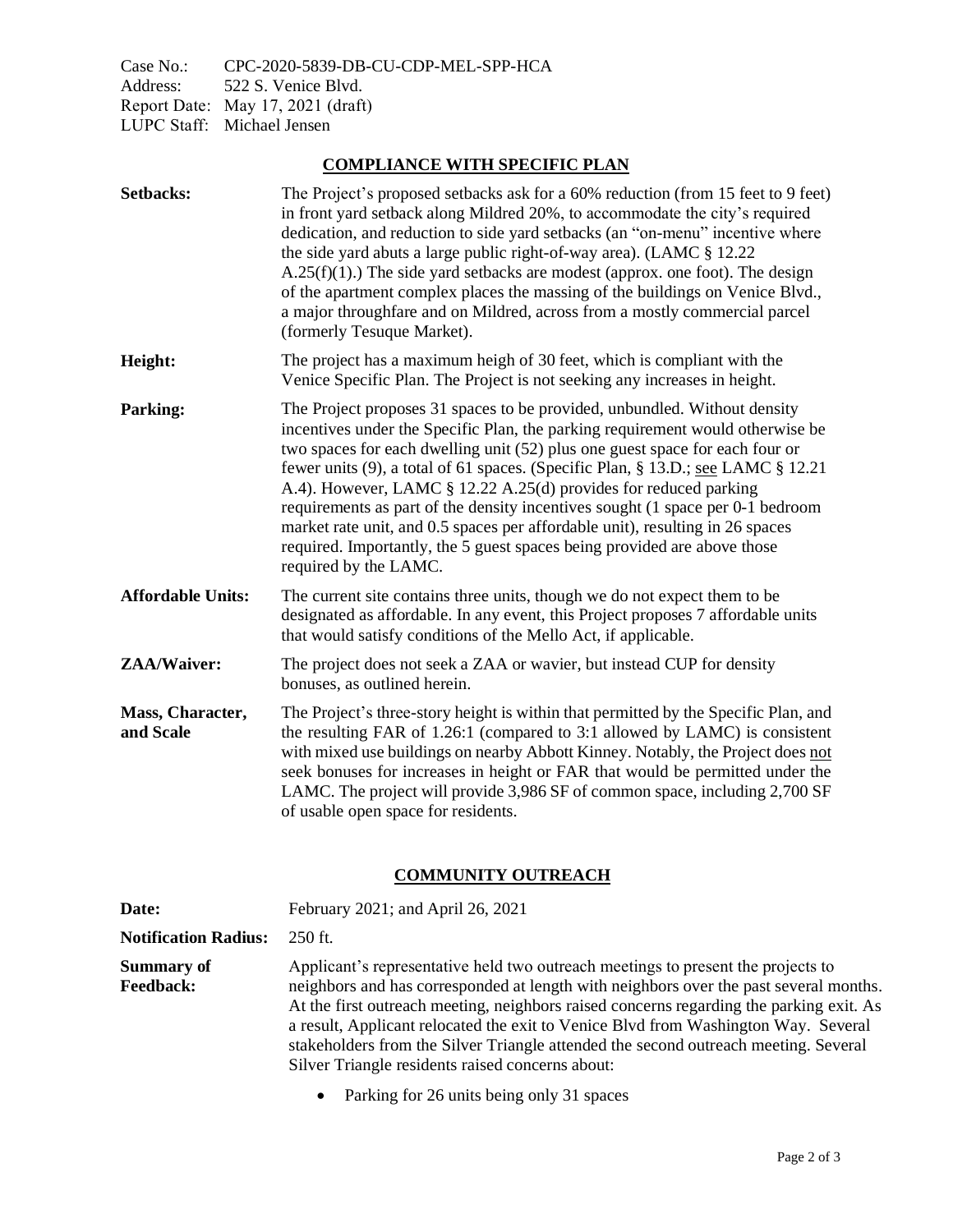Case No.: CPC-2020-5839-DB-CU-CDP-MEL-SPP-HCA
Address: 522 S. Venice Blvd.
Report Date: May 17, 2021 (draft)
LUPC Staff: Michael Jensen

## COMPLIANCE WITH SPECIFIC PLAN

**Setbacks:** The Project's proposed setbacks ask for a 60% reduction (from 15 feet to 9 feet) in front yard setback along Mildred 20%, to accommodate the city's required dedication, and reduction to side yard setbacks (an "on-menu" incentive where the side yard abuts a large public right-of-way area). (LAMC § 12.22 A.25(f)(1).) The side yard setbacks are modest (approx. one foot). The design of the apartment complex places the massing of the buildings on Venice Blvd., a major throughfare and on Mildred, across from a mostly commercial parcel (formerly Tesuque Market).

**Height:** The project has a maximum heigh of 30 feet, which is compliant with the Venice Specific Plan. The Project is not seeking any increases in height.

**Parking:** The Project proposes 31 spaces to be provided, unbundled. Without density incentives under the Specific Plan, the parking requirement would otherwise be two spaces for each dwelling unit (52) plus one guest space for each four or fewer units (9), a total of 61 spaces. (Specific Plan, § 13.D.; see LAMC § 12.21 A.4). However, LAMC § 12.22 A.25(d) provides for reduced parking requirements as part of the density incentives sought (1 space per 0-1 bedroom market rate unit, and 0.5 spaces per affordable unit), resulting in 26 spaces required. Importantly, the 5 guest spaces being provided are above those required by the LAMC.

**Affordable Units:** The current site contains three units, though we do not expect them to be designated as affordable. In any event, this Project proposes 7 affordable units that would satisfy conditions of the Mello Act, if applicable.

**ZAA/Waiver:** The project does not seek a ZAA or wavier, but instead CUP for density bonuses, as outlined herein.

**Mass, Character, and Scale** The Project's three-story height is within that permitted by the Specific Plan, and the resulting FAR of 1.26:1 (compared to 3:1 allowed by LAMC) is consistent with mixed use buildings on nearby Abbott Kinney. Notably, the Project does not seek bonuses for increases in height or FAR that would be permitted under the LAMC. The project will provide 3,986 SF of common space, including 2,700 SF of usable open space for residents.

## COMMUNITY OUTREACH

**Date:** February 2021; and April 26, 2021

**Notification Radius:** 250 ft.

**Summary of Feedback:** Applicant's representative held two outreach meetings to present the projects to neighbors and has corresponded at length with neighbors over the past several months. At the first outreach meeting, neighbors raised concerns regarding the parking exit. As a result, Applicant relocated the exit to Venice Blvd from Washington Way. Several stakeholders from the Silver Triangle attended the second outreach meeting. Several Silver Triangle residents raised concerns about:

- Parking for 26 units being only 31 spaces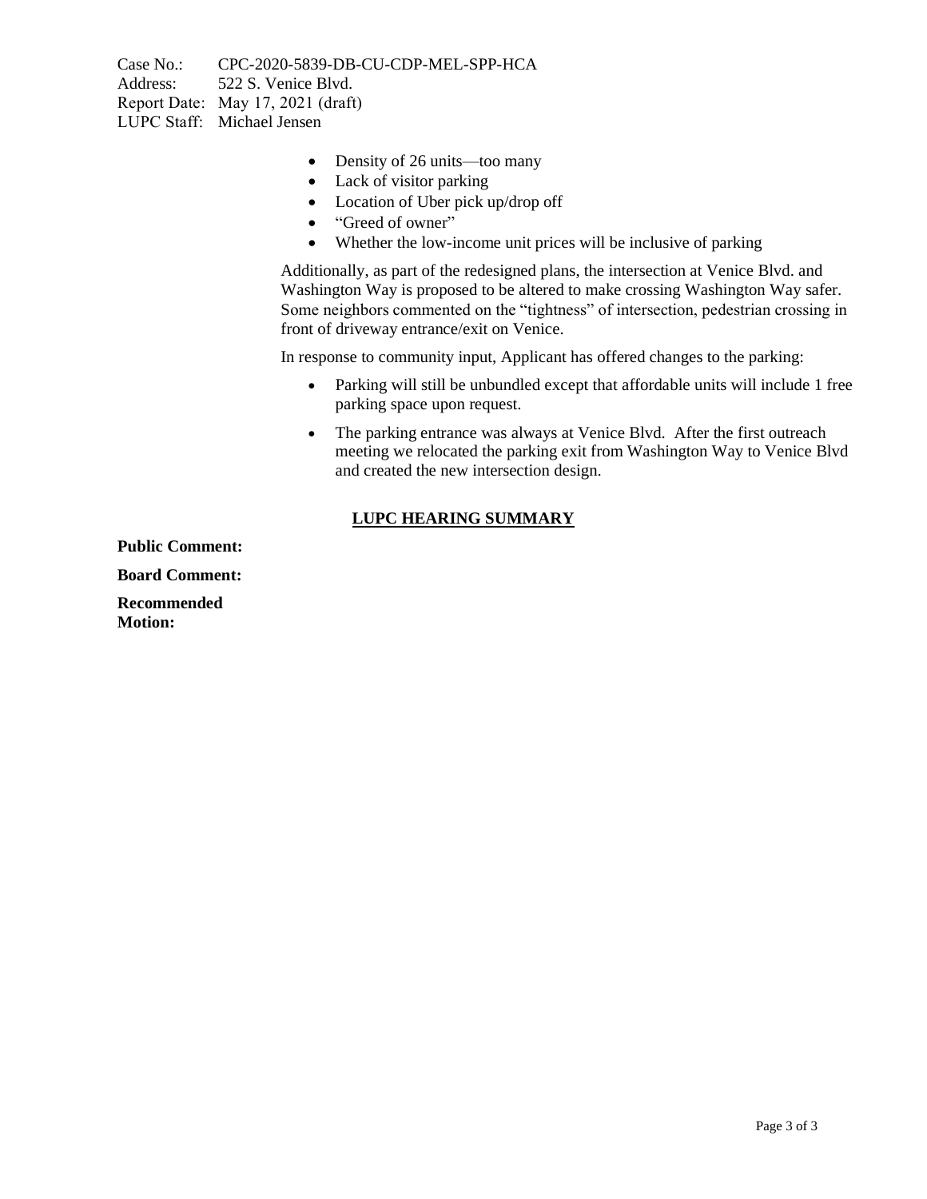Case No.: CPC-2020-5839-DB-CU-CDP-MEL-SPP-HCA
Address: 522 S. Venice Blvd.
Report Date: May 17, 2021 (draft)
LUPC Staff: Michael Jensen

- Density of 26 units—too many
- Lack of visitor parking
- Location of Uber pick up/drop off
- "Greed of owner"
- Whether the low-income unit prices will be inclusive of parking

Additionally, as part of the redesigned plans, the intersection at Venice Blvd. and Washington Way is proposed to be altered to make crossing Washington Way safer. Some neighbors commented on the "tightness" of intersection, pedestrian crossing in front of driveway entrance/exit on Venice.

In response to community input, Applicant has offered changes to the parking:

- Parking will still be unbundled except that affordable units will include 1 free parking space upon request.
- The parking entrance was always at Venice Blvd. After the first outreach meeting we relocated the parking exit from Washington Way to Venice Blvd and created the new intersection design.

## LUPC HEARING SUMMARY

**Public Comment:**

**Board Comment:**

**Recommended Motion:**